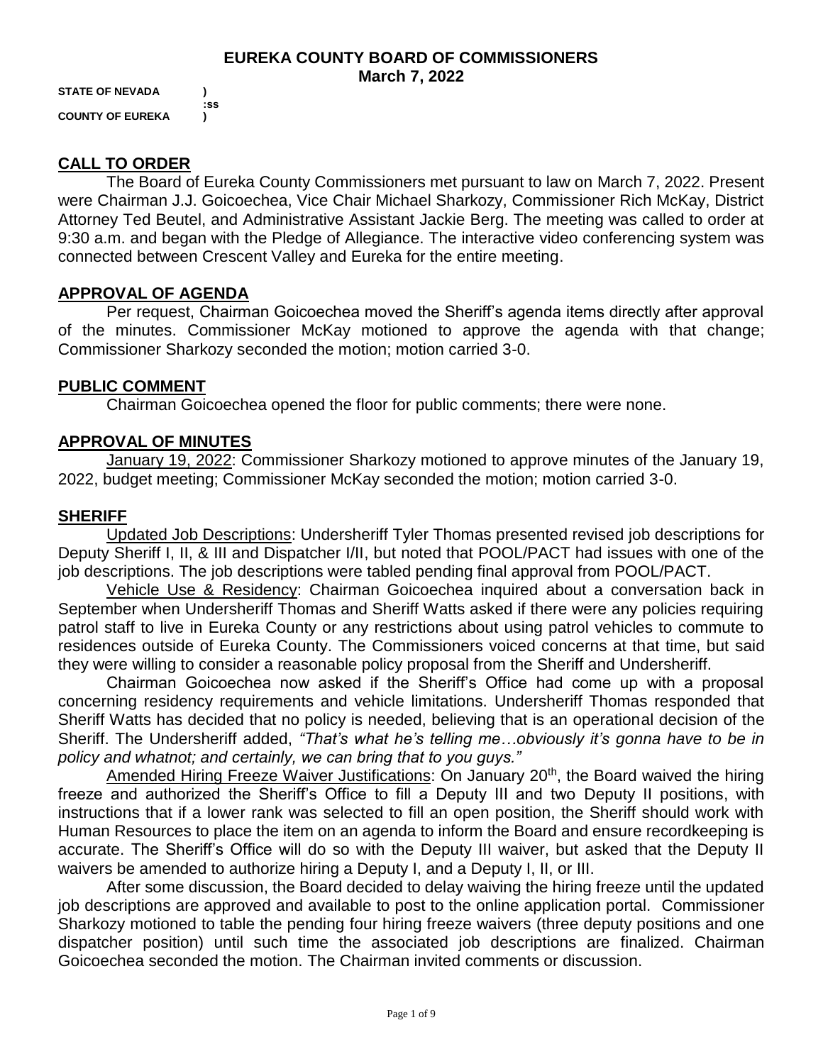# EUREKA COUNTY BOARD OF COMMISSIONERS
## March 7, 2022

**STATE OF NEVADA )**
**:ss**
**COUNTY OF EUREKA )**

## CALL TO ORDER

The Board of Eureka County Commissioners met pursuant to law on March 7, 2022. Present were Chairman J.J. Goicoechea, Vice Chair Michael Sharkozy, Commissioner Rich McKay, District Attorney Ted Beutel, and Administrative Assistant Jackie Berg. The meeting was called to order at 9:30 a.m. and began with the Pledge of Allegiance. The interactive video conferencing system was connected between Crescent Valley and Eureka for the entire meeting.

## APPROVAL OF AGENDA

Per request, Chairman Goicoechea moved the Sheriff's agenda items directly after approval of the minutes. Commissioner McKay motioned to approve the agenda with that change; Commissioner Sharkozy seconded the motion; motion carried 3-0.

## PUBLIC COMMENT

Chairman Goicoechea opened the floor for public comments; there were none.

## APPROVAL OF MINUTES

January 19, 2022: Commissioner Sharkozy motioned to approve minutes of the January 19, 2022, budget meeting; Commissioner McKay seconded the motion; motion carried 3-0.

## SHERIFF

Updated Job Descriptions: Undersheriff Tyler Thomas presented revised job descriptions for Deputy Sheriff I, II, & III and Dispatcher I/II, but noted that POOL/PACT had issues with one of the job descriptions. The job descriptions were tabled pending final approval from POOL/PACT.

Vehicle Use & Residency: Chairman Goicoechea inquired about a conversation back in September when Undersheriff Thomas and Sheriff Watts asked if there were any policies requiring patrol staff to live in Eureka County or any restrictions about using patrol vehicles to commute to residences outside of Eureka County. The Commissioners voiced concerns at that time, but said they were willing to consider a reasonable policy proposal from the Sheriff and Undersheriff.

Chairman Goicoechea now asked if the Sheriff's Office had come up with a proposal concerning residency requirements and vehicle limitations. Undersheriff Thomas responded that Sheriff Watts has decided that no policy is needed, believing that is an operational decision of the Sheriff. The Undersheriff added, *"That's what he's telling me…obviously it's gonna have to be in policy and whatnot; and certainly, we can bring that to you guys."*

Amended Hiring Freeze Waiver Justifications: On January 20th, the Board waived the hiring freeze and authorized the Sheriff's Office to fill a Deputy III and two Deputy II positions, with instructions that if a lower rank was selected to fill an open position, the Sheriff should work with Human Resources to place the item on an agenda to inform the Board and ensure recordkeeping is accurate. The Sheriff's Office will do so with the Deputy III waiver, but asked that the Deputy II waivers be amended to authorize hiring a Deputy I, and a Deputy I, II, or III.

After some discussion, the Board decided to delay waiving the hiring freeze until the updated job descriptions are approved and available to post to the online application portal. Commissioner Sharkozy motioned to table the pending four hiring freeze waivers (three deputy positions and one dispatcher position) until such time the associated job descriptions are finalized. Chairman Goicoechea seconded the motion. The Chairman invited comments or discussion.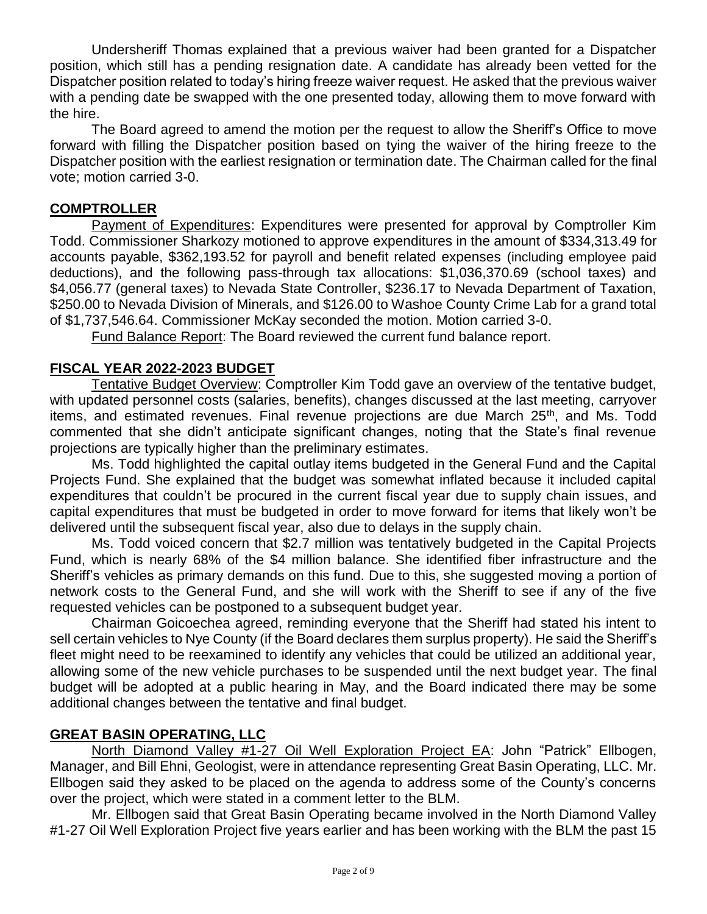Undersheriff Thomas explained that a previous waiver had been granted for a Dispatcher position, which still has a pending resignation date. A candidate has already been vetted for the Dispatcher position related to today's hiring freeze waiver request. He asked that the previous waiver with a pending date be swapped with the one presented today, allowing them to move forward with the hire.

The Board agreed to amend the motion per the request to allow the Sheriff's Office to move forward with filling the Dispatcher position based on tying the waiver of the hiring freeze to the Dispatcher position with the earliest resignation or termination date. The Chairman called for the final vote; motion carried 3-0.

## COMPTROLLER

Payment of Expenditures: Expenditures were presented for approval by Comptroller Kim Todd. Commissioner Sharkozy motioned to approve expenditures in the amount of $334,313.49 for accounts payable, $362,193.52 for payroll and benefit related expenses (including employee paid deductions), and the following pass-through tax allocations: $1,036,370.69 (school taxes) and $4,056.77 (general taxes) to Nevada State Controller, $236.17 to Nevada Department of Taxation, $250.00 to Nevada Division of Minerals, and $126.00 to Washoe County Crime Lab for a grand total of $1,737,546.64. Commissioner McKay seconded the motion. Motion carried 3-0.

Fund Balance Report: The Board reviewed the current fund balance report.

## FISCAL YEAR 2022-2023 BUDGET

Tentative Budget Overview: Comptroller Kim Todd gave an overview of the tentative budget, with updated personnel costs (salaries, benefits), changes discussed at the last meeting, carryover items, and estimated revenues. Final revenue projections are due March 25th, and Ms. Todd commented that she didn't anticipate significant changes, noting that the State's final revenue projections are typically higher than the preliminary estimates.

Ms. Todd highlighted the capital outlay items budgeted in the General Fund and the Capital Projects Fund. She explained that the budget was somewhat inflated because it included capital expenditures that couldn't be procured in the current fiscal year due to supply chain issues, and capital expenditures that must be budgeted in order to move forward for items that likely won't be delivered until the subsequent fiscal year, also due to delays in the supply chain.

Ms. Todd voiced concern that $2.7 million was tentatively budgeted in the Capital Projects Fund, which is nearly 68% of the $4 million balance. She identified fiber infrastructure and the Sheriff's vehicles as primary demands on this fund. Due to this, she suggested moving a portion of network costs to the General Fund, and she will work with the Sheriff to see if any of the five requested vehicles can be postponed to a subsequent budget year.

Chairman Goicoechea agreed, reminding everyone that the Sheriff had stated his intent to sell certain vehicles to Nye County (if the Board declares them surplus property). He said the Sheriff's fleet might need to be reexamined to identify any vehicles that could be utilized an additional year, allowing some of the new vehicle purchases to be suspended until the next budget year. The final budget will be adopted at a public hearing in May, and the Board indicated there may be some additional changes between the tentative and final budget.

## GREAT BASIN OPERATING, LLC

North Diamond Valley #1-27 Oil Well Exploration Project EA: John "Patrick" Ellbogen, Manager, and Bill Ehni, Geologist, were in attendance representing Great Basin Operating, LLC. Mr. Ellbogen said they asked to be placed on the agenda to address some of the County's concerns over the project, which were stated in a comment letter to the BLM.

Mr. Ellbogen said that Great Basin Operating became involved in the North Diamond Valley #1-27 Oil Well Exploration Project five years earlier and has been working with the BLM the past 15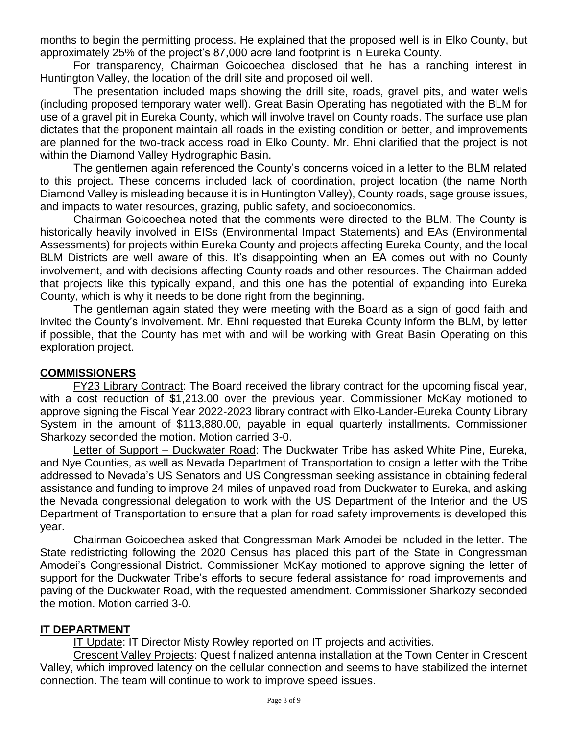months to begin the permitting process. He explained that the proposed well is in Elko County, but approximately 25% of the project's 87,000 acre land footprint is in Eureka County.

For transparency, Chairman Goicoechea disclosed that he has a ranching interest in Huntington Valley, the location of the drill site and proposed oil well.

The presentation included maps showing the drill site, roads, gravel pits, and water wells (including proposed temporary water well). Great Basin Operating has negotiated with the BLM for use of a gravel pit in Eureka County, which will involve travel on County roads. The surface use plan dictates that the proponent maintain all roads in the existing condition or better, and improvements are planned for the two-track access road in Elko County. Mr. Ehni clarified that the project is not within the Diamond Valley Hydrographic Basin.

The gentlemen again referenced the County's concerns voiced in a letter to the BLM related to this project. These concerns included lack of coordination, project location (the name North Diamond Valley is misleading because it is in Huntington Valley), County roads, sage grouse issues, and impacts to water resources, grazing, public safety, and socioeconomics.

Chairman Goicoechea noted that the comments were directed to the BLM. The County is historically heavily involved in EISs (Environmental Impact Statements) and EAs (Environmental Assessments) for projects within Eureka County and projects affecting Eureka County, and the local BLM Districts are well aware of this. It's disappointing when an EA comes out with no County involvement, and with decisions affecting County roads and other resources. The Chairman added that projects like this typically expand, and this one has the potential of expanding into Eureka County, which is why it needs to be done right from the beginning.

The gentleman again stated they were meeting with the Board as a sign of good faith and invited the County's involvement. Mr. Ehni requested that Eureka County inform the BLM, by letter if possible, that the County has met with and will be working with Great Basin Operating on this exploration project.

## COMMISSIONERS

FY23 Library Contract: The Board received the library contract for the upcoming fiscal year, with a cost reduction of $1,213.00 over the previous year. Commissioner McKay motioned to approve signing the Fiscal Year 2022-2023 library contract with Elko-Lander-Eureka County Library System in the amount of $113,880.00, payable in equal quarterly installments. Commissioner Sharkozy seconded the motion. Motion carried 3-0.

Letter of Support – Duckwater Road: The Duckwater Tribe has asked White Pine, Eureka, and Nye Counties, as well as Nevada Department of Transportation to cosign a letter with the Tribe addressed to Nevada's US Senators and US Congressman seeking assistance in obtaining federal assistance and funding to improve 24 miles of unpaved road from Duckwater to Eureka, and asking the Nevada congressional delegation to work with the US Department of the Interior and the US Department of Transportation to ensure that a plan for road safety improvements is developed this year.

Chairman Goicoechea asked that Congressman Mark Amodei be included in the letter. The State redistricting following the 2020 Census has placed this part of the State in Congressman Amodei's Congressional District. Commissioner McKay motioned to approve signing the letter of support for the Duckwater Tribe's efforts to secure federal assistance for road improvements and paving of the Duckwater Road, with the requested amendment. Commissioner Sharkozy seconded the motion. Motion carried 3-0.

## IT DEPARTMENT

IT Update: IT Director Misty Rowley reported on IT projects and activities.

Crescent Valley Projects: Quest finalized antenna installation at the Town Center in Crescent Valley, which improved latency on the cellular connection and seems to have stabilized the internet connection. The team will continue to work to improve speed issues.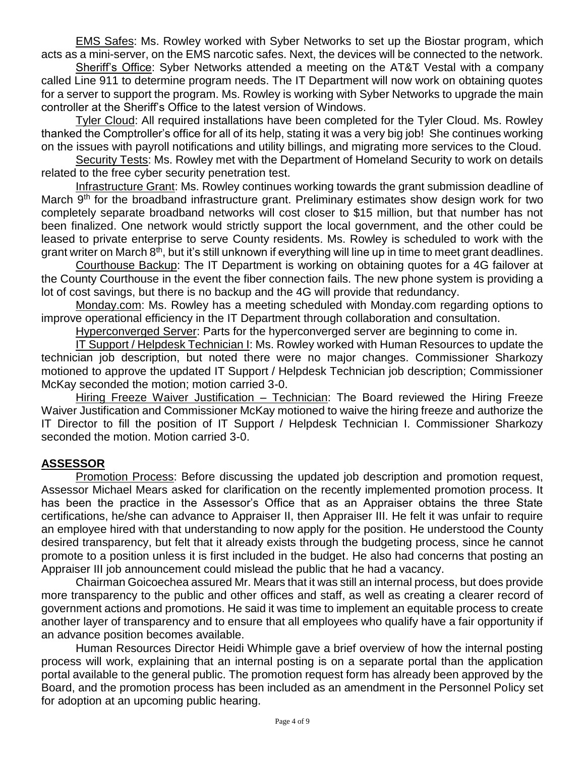EMS Safes: Ms. Rowley worked with Syber Networks to set up the Biostar program, which acts as a mini-server, on the EMS narcotic safes. Next, the devices will be connected to the network.

Sheriff's Office: Syber Networks attended a meeting on the AT&T Vestal with a company called Line 911 to determine program needs. The IT Department will now work on obtaining quotes for a server to support the program. Ms. Rowley is working with Syber Networks to upgrade the main controller at the Sheriff's Office to the latest version of Windows.

Tyler Cloud: All required installations have been completed for the Tyler Cloud. Ms. Rowley thanked the Comptroller's office for all of its help, stating it was a very big job! She continues working on the issues with payroll notifications and utility billings, and migrating more services to the Cloud.

Security Tests: Ms. Rowley met with the Department of Homeland Security to work on details related to the free cyber security penetration test.

Infrastructure Grant: Ms. Rowley continues working towards the grant submission deadline of March 9th for the broadband infrastructure grant. Preliminary estimates show design work for two completely separate broadband networks will cost closer to $15 million, but that number has not been finalized. One network would strictly support the local government, and the other could be leased to private enterprise to serve County residents. Ms. Rowley is scheduled to work with the grant writer on March 8th, but it's still unknown if everything will line up in time to meet grant deadlines.

Courthouse Backup: The IT Department is working on obtaining quotes for a 4G failover at the County Courthouse in the event the fiber connection fails. The new phone system is providing a lot of cost savings, but there is no backup and the 4G will provide that redundancy.

Monday.com: Ms. Rowley has a meeting scheduled with Monday.com regarding options to improve operational efficiency in the IT Department through collaboration and consultation.

Hyperconverged Server: Parts for the hyperconverged server are beginning to come in.

IT Support / Helpdesk Technician I: Ms. Rowley worked with Human Resources to update the technician job description, but noted there were no major changes. Commissioner Sharkozy motioned to approve the updated IT Support / Helpdesk Technician job description; Commissioner McKay seconded the motion; motion carried 3-0.

Hiring Freeze Waiver Justification – Technician: The Board reviewed the Hiring Freeze Waiver Justification and Commissioner McKay motioned to waive the hiring freeze and authorize the IT Director to fill the position of IT Support / Helpdesk Technician I. Commissioner Sharkozy seconded the motion. Motion carried 3-0.

## ASSESSOR

Promotion Process: Before discussing the updated job description and promotion request, Assessor Michael Mears asked for clarification on the recently implemented promotion process. It has been the practice in the Assessor's Office that as an Appraiser obtains the three State certifications, he/she can advance to Appraiser II, then Appraiser III. He felt it was unfair to require an employee hired with that understanding to now apply for the position. He understood the County desired transparency, but felt that it already exists through the budgeting process, since he cannot promote to a position unless it is first included in the budget. He also had concerns that posting an Appraiser III job announcement could mislead the public that he had a vacancy.

Chairman Goicoechea assured Mr. Mears that it was still an internal process, but does provide more transparency to the public and other offices and staff, as well as creating a clearer record of government actions and promotions. He said it was time to implement an equitable process to create another layer of transparency and to ensure that all employees who qualify have a fair opportunity if an advance position becomes available.

Human Resources Director Heidi Whimple gave a brief overview of how the internal posting process will work, explaining that an internal posting is on a separate portal than the application portal available to the general public. The promotion request form has already been approved by the Board, and the promotion process has been included as an amendment in the Personnel Policy set for adoption at an upcoming public hearing.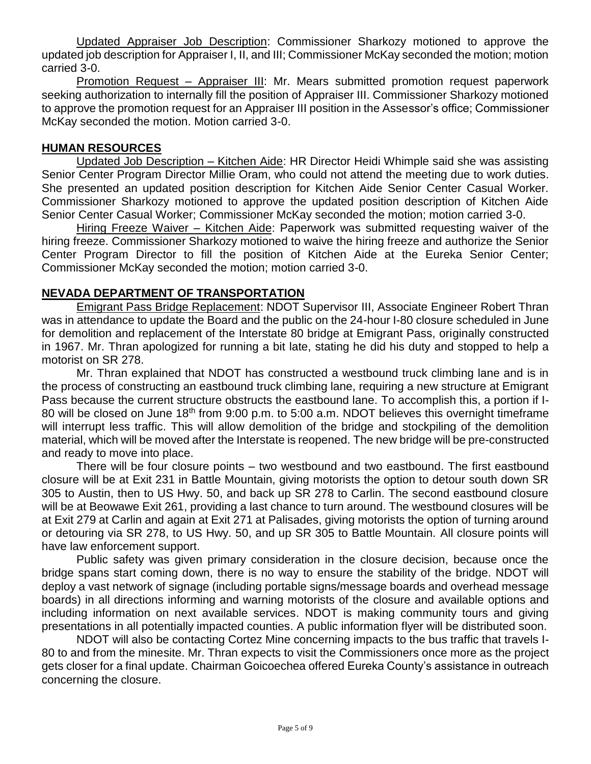Updated Appraiser Job Description: Commissioner Sharkozy motioned to approve the updated job description for Appraiser I, II, and III; Commissioner McKay seconded the motion; motion carried 3-0.

Promotion Request – Appraiser III: Mr. Mears submitted promotion request paperwork seeking authorization to internally fill the position of Appraiser III. Commissioner Sharkozy motioned to approve the promotion request for an Appraiser III position in the Assessor's office; Commissioner McKay seconded the motion. Motion carried 3-0.

## HUMAN RESOURCES

Updated Job Description – Kitchen Aide: HR Director Heidi Whimple said she was assisting Senior Center Program Director Millie Oram, who could not attend the meeting due to work duties. She presented an updated position description for Kitchen Aide Senior Center Casual Worker. Commissioner Sharkozy motioned to approve the updated position description of Kitchen Aide Senior Center Casual Worker; Commissioner McKay seconded the motion; motion carried 3-0.

Hiring Freeze Waiver – Kitchen Aide: Paperwork was submitted requesting waiver of the hiring freeze. Commissioner Sharkozy motioned to waive the hiring freeze and authorize the Senior Center Program Director to fill the position of Kitchen Aide at the Eureka Senior Center; Commissioner McKay seconded the motion; motion carried 3-0.

## NEVADA DEPARTMENT OF TRANSPORTATION

Emigrant Pass Bridge Replacement: NDOT Supervisor III, Associate Engineer Robert Thran was in attendance to update the Board and the public on the 24-hour I-80 closure scheduled in June for demolition and replacement of the Interstate 80 bridge at Emigrant Pass, originally constructed in 1967. Mr. Thran apologized for running a bit late, stating he did his duty and stopped to help a motorist on SR 278.

Mr. Thran explained that NDOT has constructed a westbound truck climbing lane and is in the process of constructing an eastbound truck climbing lane, requiring a new structure at Emigrant Pass because the current structure obstructs the eastbound lane. To accomplish this, a portion if I-80 will be closed on June 18th from 9:00 p.m. to 5:00 a.m. NDOT believes this overnight timeframe will interrupt less traffic. This will allow demolition of the bridge and stockpiling of the demolition material, which will be moved after the Interstate is reopened. The new bridge will be pre-constructed and ready to move into place.

There will be four closure points – two westbound and two eastbound. The first eastbound closure will be at Exit 231 in Battle Mountain, giving motorists the option to detour south down SR 305 to Austin, then to US Hwy. 50, and back up SR 278 to Carlin. The second eastbound closure will be at Beowawe Exit 261, providing a last chance to turn around. The westbound closures will be at Exit 279 at Carlin and again at Exit 271 at Palisades, giving motorists the option of turning around or detouring via SR 278, to US Hwy. 50, and up SR 305 to Battle Mountain. All closure points will have law enforcement support.

Public safety was given primary consideration in the closure decision, because once the bridge spans start coming down, there is no way to ensure the stability of the bridge. NDOT will deploy a vast network of signage (including portable signs/message boards and overhead message boards) in all directions informing and warning motorists of the closure and available options and including information on next available services. NDOT is making community tours and giving presentations in all potentially impacted counties. A public information flyer will be distributed soon.

NDOT will also be contacting Cortez Mine concerning impacts to the bus traffic that travels I-80 to and from the minesite. Mr. Thran expects to visit the Commissioners once more as the project gets closer for a final update. Chairman Goicoechea offered Eureka County's assistance in outreach concerning the closure.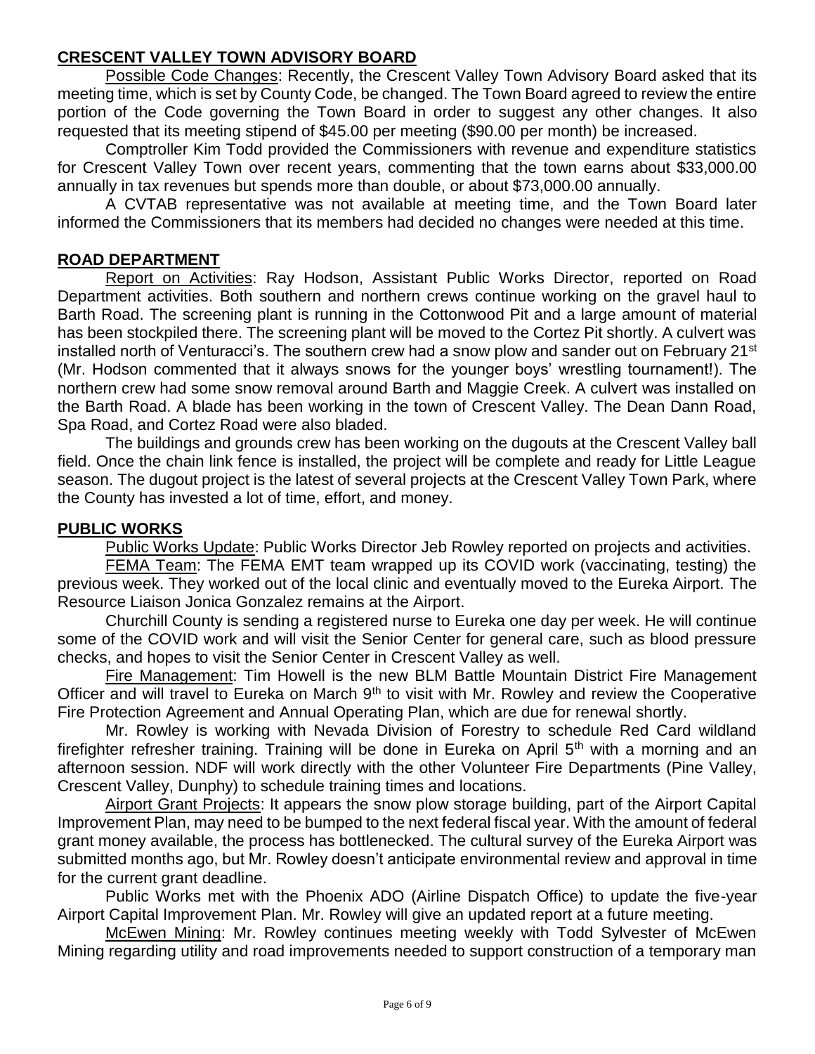## CRESCENT VALLEY TOWN ADVISORY BOARD

Possible Code Changes: Recently, the Crescent Valley Town Advisory Board asked that its meeting time, which is set by County Code, be changed. The Town Board agreed to review the entire portion of the Code governing the Town Board in order to suggest any other changes. It also requested that its meeting stipend of $45.00 per meeting ($90.00 per month) be increased.

Comptroller Kim Todd provided the Commissioners with revenue and expenditure statistics for Crescent Valley Town over recent years, commenting that the town earns about $33,000.00 annually in tax revenues but spends more than double, or about $73,000.00 annually.

A CVTAB representative was not available at meeting time, and the Town Board later informed the Commissioners that its members had decided no changes were needed at this time.

## ROAD DEPARTMENT

Report on Activities: Ray Hodson, Assistant Public Works Director, reported on Road Department activities. Both southern and northern crews continue working on the gravel haul to Barth Road. The screening plant is running in the Cottonwood Pit and a large amount of material has been stockpiled there. The screening plant will be moved to the Cortez Pit shortly. A culvert was installed north of Venturacci's. The southern crew had a snow plow and sander out on February 21st (Mr. Hodson commented that it always snows for the younger boys' wrestling tournament!). The northern crew had some snow removal around Barth and Maggie Creek. A culvert was installed on the Barth Road. A blade has been working in the town of Crescent Valley. The Dean Dann Road, Spa Road, and Cortez Road were also bladed.

The buildings and grounds crew has been working on the dugouts at the Crescent Valley ball field. Once the chain link fence is installed, the project will be complete and ready for Little League season. The dugout project is the latest of several projects at the Crescent Valley Town Park, where the County has invested a lot of time, effort, and money.

## PUBLIC WORKS

Public Works Update: Public Works Director Jeb Rowley reported on projects and activities.

FEMA Team: The FEMA EMT team wrapped up its COVID work (vaccinating, testing) the previous week. They worked out of the local clinic and eventually moved to the Eureka Airport. The Resource Liaison Jonica Gonzalez remains at the Airport.

Churchill County is sending a registered nurse to Eureka one day per week. He will continue some of the COVID work and will visit the Senior Center for general care, such as blood pressure checks, and hopes to visit the Senior Center in Crescent Valley as well.

Fire Management: Tim Howell is the new BLM Battle Mountain District Fire Management Officer and will travel to Eureka on March 9th to visit with Mr. Rowley and review the Cooperative Fire Protection Agreement and Annual Operating Plan, which are due for renewal shortly.

Mr. Rowley is working with Nevada Division of Forestry to schedule Red Card wildland firefighter refresher training. Training will be done in Eureka on April 5th with a morning and an afternoon session. NDF will work directly with the other Volunteer Fire Departments (Pine Valley, Crescent Valley, Dunphy) to schedule training times and locations.

Airport Grant Projects: It appears the snow plow storage building, part of the Airport Capital Improvement Plan, may need to be bumped to the next federal fiscal year. With the amount of federal grant money available, the process has bottlenecked. The cultural survey of the Eureka Airport was submitted months ago, but Mr. Rowley doesn't anticipate environmental review and approval in time for the current grant deadline.

Public Works met with the Phoenix ADO (Airline Dispatch Office) to update the five-year Airport Capital Improvement Plan. Mr. Rowley will give an updated report at a future meeting.

McEwen Mining: Mr. Rowley continues meeting weekly with Todd Sylvester of McEwen Mining regarding utility and road improvements needed to support construction of a temporary man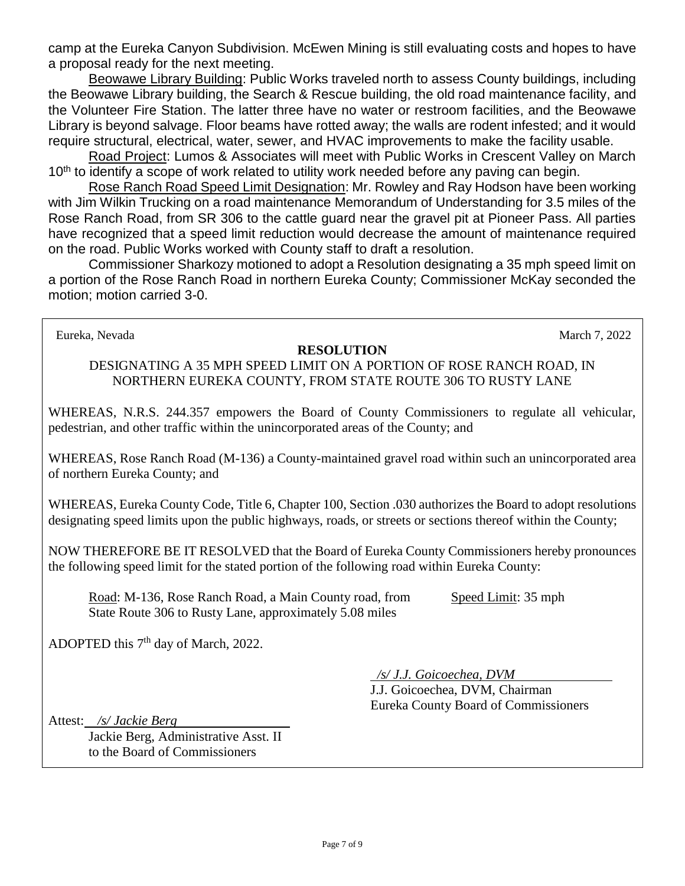camp at the Eureka Canyon Subdivision. McEwen Mining is still evaluating costs and hopes to have a proposal ready for the next meeting.

Beowawe Library Building: Public Works traveled north to assess County buildings, including the Beowawe Library building, the Search & Rescue building, the old road maintenance facility, and the Volunteer Fire Station. The latter three have no water or restroom facilities, and the Beowawe Library is beyond salvage. Floor beams have rotted away; the walls are rodent infested; and it would require structural, electrical, water, sewer, and HVAC improvements to make the facility usable.

Road Project: Lumos & Associates will meet with Public Works in Crescent Valley on March 10th to identify a scope of work related to utility work needed before any paving can begin.

Rose Ranch Road Speed Limit Designation: Mr. Rowley and Ray Hodson have been working with Jim Wilkin Trucking on a road maintenance Memorandum of Understanding for 3.5 miles of the Rose Ranch Road, from SR 306 to the cattle guard near the gravel pit at Pioneer Pass. All parties have recognized that a speed limit reduction would decrease the amount of maintenance required on the road. Public Works worked with County staff to draft a resolution.

Commissioner Sharkozy motioned to adopt a Resolution designating a 35 mph speed limit on a portion of the Rose Ranch Road in northern Eureka County; Commissioner McKay seconded the motion; motion carried 3-0.

Eureka, Nevada March 7, 2022

**RESOLUTION**

DESIGNATING A 35 MPH SPEED LIMIT ON A PORTION OF ROSE RANCH ROAD, IN NORTHERN EUREKA COUNTY, FROM STATE ROUTE 306 TO RUSTY LANE

WHEREAS, N.R.S. 244.357 empowers the Board of County Commissioners to regulate all vehicular, pedestrian, and other traffic within the unincorporated areas of the County; and

WHEREAS, Rose Ranch Road (M-136) a County-maintained gravel road within such an unincorporated area of northern Eureka County; and

WHEREAS, Eureka County Code, Title 6, Chapter 100, Section .030 authorizes the Board to adopt resolutions designating speed limits upon the public highways, roads, or streets or sections thereof within the County;

NOW THEREFORE BE IT RESOLVED that the Board of Eureka County Commissioners hereby pronounces the following speed limit for the stated portion of the following road within Eureka County:

Road: M-136, Rose Ranch Road, a Main County road, from State Route 306 to Rusty Lane, approximately 5.08 miles — Speed Limit: 35 mph

ADOPTED this 7th day of March, 2022.

*/s/ J.J. Goicoechea, DVM*
J.J. Goicoechea, DVM, Chairman
Eureka County Board of Commissioners

Attest: */s/ Jackie Berg*
Jackie Berg, Administrative Asst. II
to the Board of Commissioners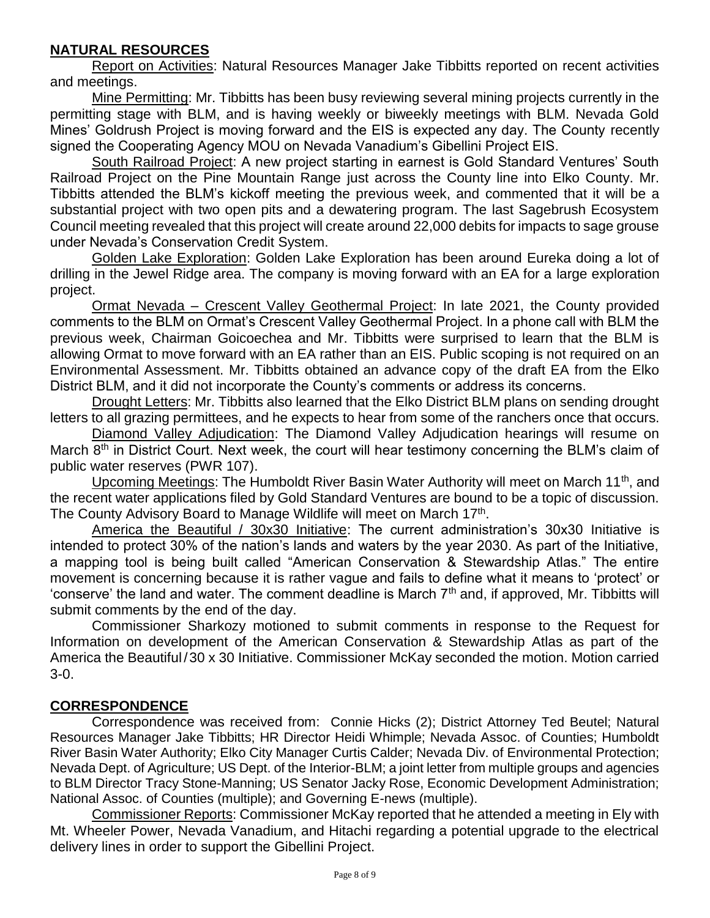## NATURAL RESOURCES

Report on Activities: Natural Resources Manager Jake Tibbitts reported on recent activities and meetings.

Mine Permitting: Mr. Tibbitts has been busy reviewing several mining projects currently in the permitting stage with BLM, and is having weekly or biweekly meetings with BLM. Nevada Gold Mines' Goldrush Project is moving forward and the EIS is expected any day. The County recently signed the Cooperating Agency MOU on Nevada Vanadium's Gibellini Project EIS.

South Railroad Project: A new project starting in earnest is Gold Standard Ventures' South Railroad Project on the Pine Mountain Range just across the County line into Elko County. Mr. Tibbitts attended the BLM's kickoff meeting the previous week, and commented that it will be a substantial project with two open pits and a dewatering program. The last Sagebrush Ecosystem Council meeting revealed that this project will create around 22,000 debits for impacts to sage grouse under Nevada's Conservation Credit System.

Golden Lake Exploration: Golden Lake Exploration has been around Eureka doing a lot of drilling in the Jewel Ridge area. The company is moving forward with an EA for a large exploration project.

Ormat Nevada – Crescent Valley Geothermal Project: In late 2021, the County provided comments to the BLM on Ormat's Crescent Valley Geothermal Project. In a phone call with BLM the previous week, Chairman Goicoechea and Mr. Tibbitts were surprised to learn that the BLM is allowing Ormat to move forward with an EA rather than an EIS. Public scoping is not required on an Environmental Assessment. Mr. Tibbitts obtained an advance copy of the draft EA from the Elko District BLM, and it did not incorporate the County's comments or address its concerns.

Drought Letters: Mr. Tibbitts also learned that the Elko District BLM plans on sending drought letters to all grazing permittees, and he expects to hear from some of the ranchers once that occurs.

Diamond Valley Adjudication: The Diamond Valley Adjudication hearings will resume on March 8th in District Court. Next week, the court will hear testimony concerning the BLM's claim of public water reserves (PWR 107).

Upcoming Meetings: The Humboldt River Basin Water Authority will meet on March 11th, and the recent water applications filed by Gold Standard Ventures are bound to be a topic of discussion. The County Advisory Board to Manage Wildlife will meet on March 17th.

America the Beautiful / 30x30 Initiative: The current administration's 30x30 Initiative is intended to protect 30% of the nation's lands and waters by the year 2030. As part of the Initiative, a mapping tool is being built called "American Conservation & Stewardship Atlas." The entire movement is concerning because it is rather vague and fails to define what it means to 'protect' or 'conserve' the land and water. The comment deadline is March 7th and, if approved, Mr. Tibbitts will submit comments by the end of the day.

Commissioner Sharkozy motioned to submit comments in response to the Request for Information on development of the American Conservation & Stewardship Atlas as part of the America the Beautiful/30 x 30 Initiative. Commissioner McKay seconded the motion. Motion carried 3-0.

## CORRESPONDENCE

Correspondence was received from: Connie Hicks (2); District Attorney Ted Beutel; Natural Resources Manager Jake Tibbitts; HR Director Heidi Whimple; Nevada Assoc. of Counties; Humboldt River Basin Water Authority; Elko City Manager Curtis Calder; Nevada Div. of Environmental Protection; Nevada Dept. of Agriculture; US Dept. of the Interior-BLM; a joint letter from multiple groups and agencies to BLM Director Tracy Stone-Manning; US Senator Jacky Rose, Economic Development Administration; National Assoc. of Counties (multiple); and Governing E-news (multiple).

Commissioner Reports: Commissioner McKay reported that he attended a meeting in Ely with Mt. Wheeler Power, Nevada Vanadium, and Hitachi regarding a potential upgrade to the electrical delivery lines in order to support the Gibellini Project.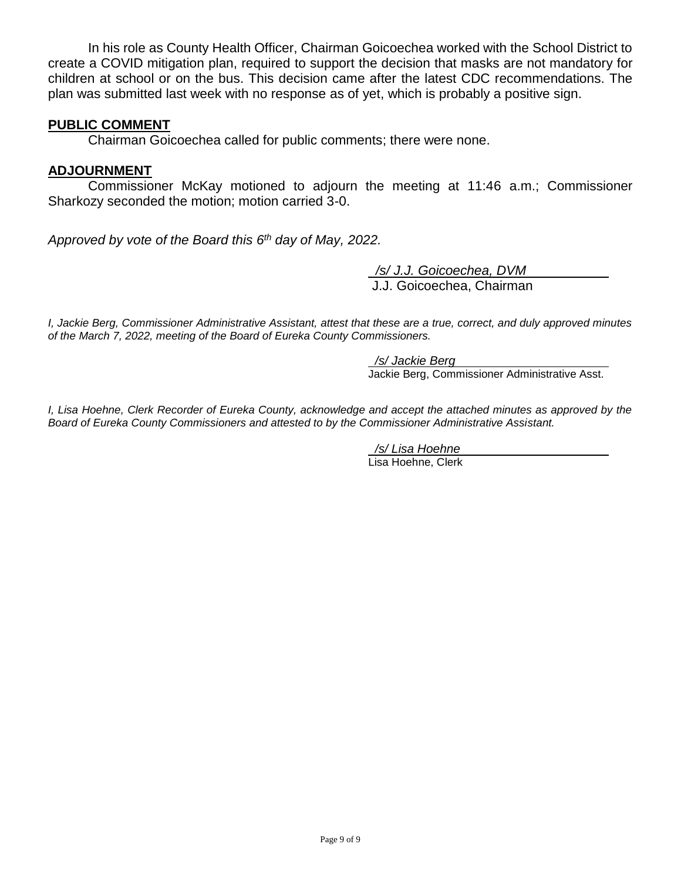In his role as County Health Officer, Chairman Goicoechea worked with the School District to create a COVID mitigation plan, required to support the decision that masks are not mandatory for children at school or on the bus. This decision came after the latest CDC recommendations. The plan was submitted last week with no response as of yet, which is probably a positive sign.

## PUBLIC COMMENT

Chairman Goicoechea called for public comments; there were none.

## ADJOURNMENT

Commissioner McKay motioned to adjourn the meeting at 11:46 a.m.; Commissioner Sharkozy seconded the motion; motion carried 3-0.

*Approved by vote of the Board this 6th day of May, 2022.*

*/s/ J.J. Goicoechea, DVM*
J.J. Goicoechea, Chairman

*I, Jackie Berg, Commissioner Administrative Assistant, attest that these are a true, correct, and duly approved minutes of the March 7, 2022, meeting of the Board of Eureka County Commissioners.*

*/s/ Jackie Berg*
Jackie Berg, Commissioner Administrative Asst.

*I, Lisa Hoehne, Clerk Recorder of Eureka County, acknowledge and accept the attached minutes as approved by the Board of Eureka County Commissioners and attested to by the Commissioner Administrative Assistant.*

*/s/ Lisa Hoehne*
Lisa Hoehne, Clerk